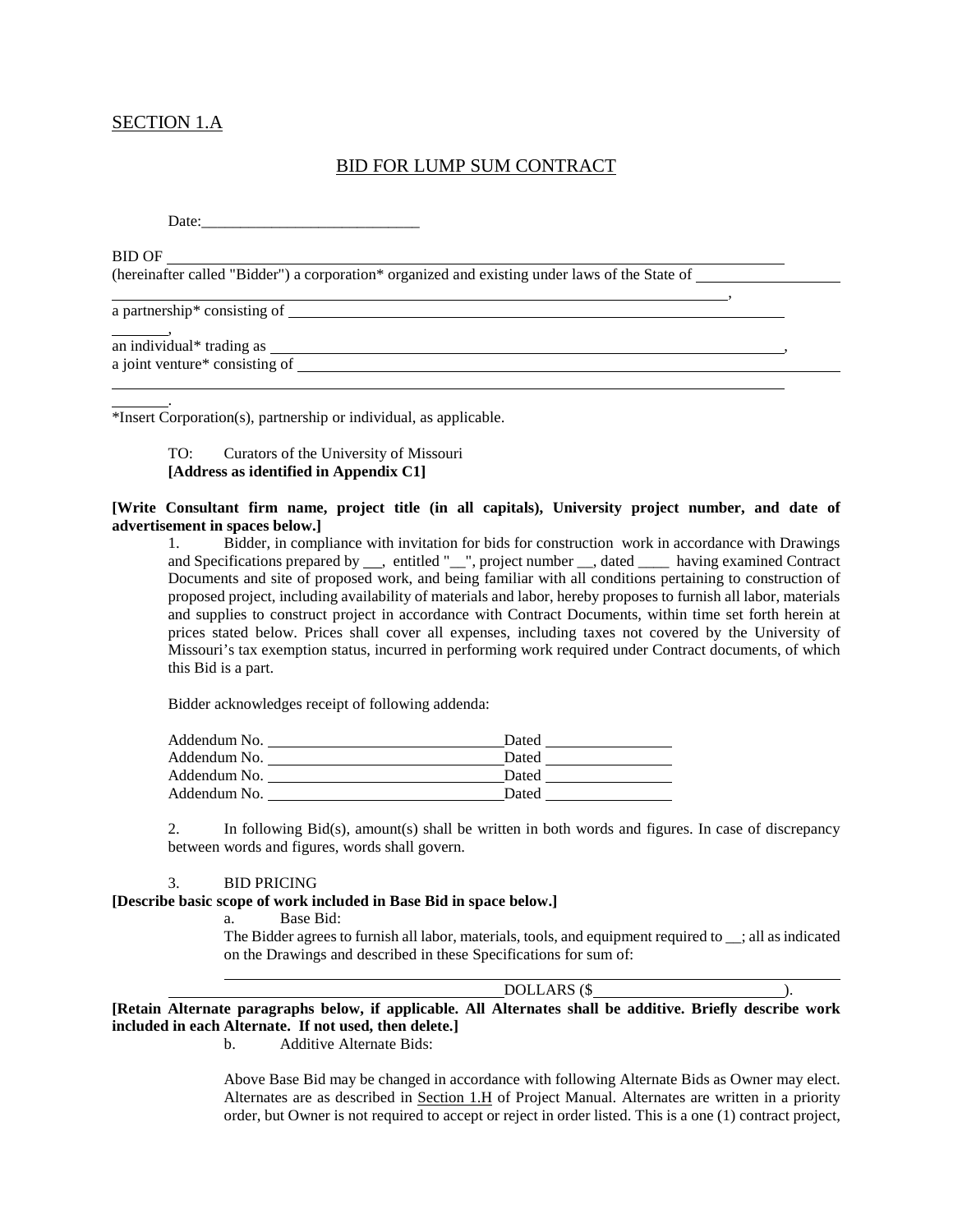SECTION 1.A

# BID FOR LUMP SUM CONTRACT

Date:____________________________

BID OF ______________________________________________________________________________
(hereinafter called "Bidder") a corporation* organized and existing under laws of the State of __________________
______________________________________________________________________________,
a partnership* consisting of _______________________________________________________________
_______,
an individual* trading as __________________________________________________________________,
a joint venture* consisting of _______________________________________________________________
______________________________________________________________________________
_______.
*Insert Corporation(s), partnership or individual, as applicable.

TO: Curators of the University of Missouri
**[Address as identified in Appendix C1]**

**[Write Consultant firm name, project title (in all capitals), University project number, and date of advertisement in spaces below.]**

1. Bidder, in compliance with invitation for bids for construction work in accordance with Drawings and Specifications prepared by __, entitled "__", project number __, dated ____ having examined Contract Documents and site of proposed work, and being familiar with all conditions pertaining to construction of proposed project, including availability of materials and labor, hereby proposes to furnish all labor, materials and supplies to construct project in accordance with Contract Documents, within time set forth herein at prices stated below. Prices shall cover all expenses, including taxes not covered by the University of Missouri's tax exemption status, incurred in performing work required under Contract documents, of which this Bid is a part.

Bidder acknowledges receipt of following addenda:

Addendum No. ______________________________ Dated ________________
Addendum No. ______________________________ Dated ________________
Addendum No. ______________________________ Dated ________________
Addendum No. ______________________________ Dated ________________

2. In following Bid(s), amount(s) shall be written in both words and figures. In case of discrepancy between words and figures, words shall govern.

3. BID PRICING

**[Describe basic scope of work included in Base Bid in space below.]**

a. Base Bid:

The Bidder agrees to furnish all labor, materials, tools, and equipment required to __; all as indicated on the Drawings and described in these Specifications for sum of:

______________________________________________________________________________
______________________________________________ DOLLARS ($________________________).

**[Retain Alternate paragraphs below, if applicable. All Alternates shall be additive. Briefly describe work included in each Alternate. If not used, then delete.]**

b. Additive Alternate Bids:

Above Base Bid may be changed in accordance with following Alternate Bids as Owner may elect. Alternates are as described in Section 1.H of Project Manual. Alternates are written in a priority order, but Owner is not required to accept or reject in order listed. This is a one (1) contract project,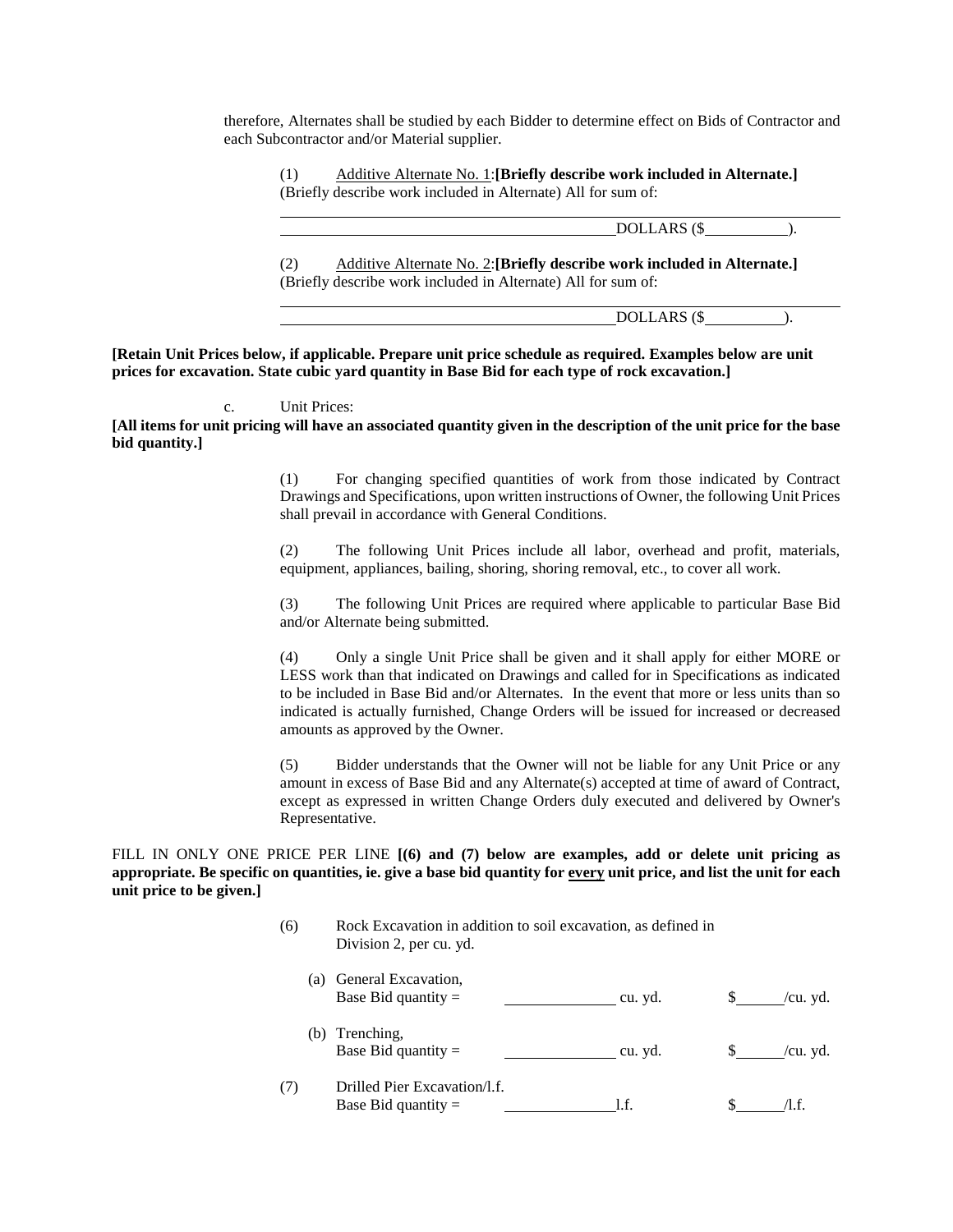therefore, Alternates shall be studied by each Bidder to determine effect on Bids of Contractor and each Subcontractor and/or Material supplier.

(1) Additive Alternate No. 1:**[Briefly describe work included in Alternate.]** (Briefly describe work included in Alternate) All for sum of:

\_\_\_\_\_\_\_\_\_\_\_\_\_\_\_\_\_\_\_\_\_\_\_\_\_\_\_\_\_\_\_\_\_\_\_\_\_\_\_\_\_\_\_\_\_\_\_\_\_\_\_\_\_\_\_\_\_\_\_\_

\_\_\_\_\_\_\_\_\_\_\_\_\_\_\_\_\_\_\_\_\_\_\_\_\_\_\_\_\_\_\_\_\_\_\_\_\_\_\_\_\_\_\_\_DOLLARS ($\_\_\_\_\_\_\_\_\_\_\_).

(2) Additive Alternate No. 2:**[Briefly describe work included in Alternate.]** (Briefly describe work included in Alternate) All for sum of:

\_\_\_\_\_\_\_\_\_\_\_\_\_\_\_\_\_\_\_\_\_\_\_\_\_\_\_\_\_\_\_\_\_\_\_\_\_\_\_\_\_\_\_\_\_\_\_\_\_\_\_\_\_\_\_\_\_\_\_\_

\_\_\_\_\_\_\_\_\_\_\_\_\_\_\_\_\_\_\_\_\_\_\_\_\_\_\_\_\_\_\_\_\_\_\_\_\_\_\_\_\_\_\_\_DOLLARS ($\_\_\_\_\_\_\_\_\_\_\_).

**[Retain Unit Prices below, if applicable. Prepare unit price schedule as required. Examples below are unit prices for excavation. State cubic yard quantity in Base Bid for each type of rock excavation.]**

c. Unit Prices:

**[All items for unit pricing will have an associated quantity given in the description of the unit price for the base bid quantity.]**

(1) For changing specified quantities of work from those indicated by Contract Drawings and Specifications, upon written instructions of Owner, the following Unit Prices shall prevail in accordance with General Conditions.

(2) The following Unit Prices include all labor, overhead and profit, materials, equipment, appliances, bailing, shoring, shoring removal, etc., to cover all work.

(3) The following Unit Prices are required where applicable to particular Base Bid and/or Alternate being submitted.

(4) Only a single Unit Price shall be given and it shall apply for either MORE or LESS work than that indicated on Drawings and called for in Specifications as indicated to be included in Base Bid and/or Alternates. In the event that more or less units than so indicated is actually furnished, Change Orders will be issued for increased or decreased amounts as approved by the Owner.

(5) Bidder understands that the Owner will not be liable for any Unit Price or any amount in excess of Base Bid and any Alternate(s) accepted at time of award of Contract, except as expressed in written Change Orders duly executed and delivered by Owner's Representative.

FILL IN ONLY ONE PRICE PER LINE **[(6) and (7) below are examples, add or delete unit pricing as appropriate. Be specific on quantities, ie. give a base bid quantity for <u>every</u> unit price, and list the unit for each unit price to be given.]**

(6) Rock Excavation in addition to soil excavation, as defined in Division 2, per cu. yd.

(a) General Excavation,
Base Bid quantity = \_\_\_\_\_\_\_\_\_\_\_\_\_\_ cu. yd. $\_\_\_\_\_\_/cu. yd.

(b) Trenching,
Base Bid quantity = \_\_\_\_\_\_\_\_\_\_\_\_\_\_ cu. yd. $\_\_\_\_\_\_/cu. yd.

(7) Drilled Pier Excavation/l.f.
Base Bid quantity = \_\_\_\_\_\_\_\_\_\_\_\_\_\_l.f. $\_\_\_\_\_\_/l.f.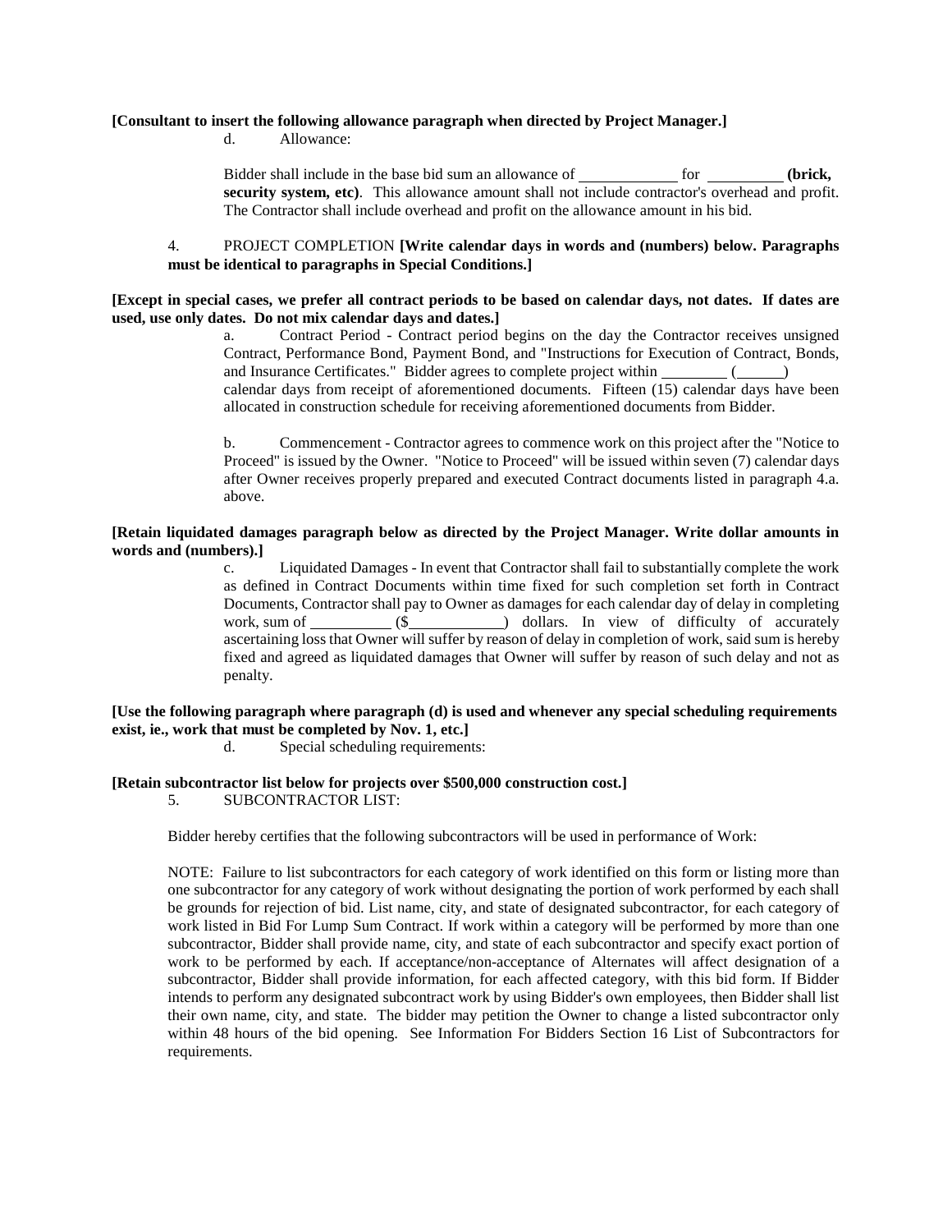**[Consultant to insert the following allowance paragraph when directed by Project Manager.]**

d. Allowance:

Bidder shall include in the base bid sum an allowance of ____________ for __________ **(brick, security system, etc)**. This allowance amount shall not include contractor's overhead and profit. The Contractor shall include overhead and profit on the allowance amount in his bid.

4. PROJECT COMPLETION **[Write calendar days in words and (numbers) below. Paragraphs must be identical to paragraphs in Special Conditions.]**

**[Except in special cases, we prefer all contract periods to be based on calendar days, not dates. If dates are used, use only dates. Do not mix calendar days and dates.]**

a. Contract Period - Contract period begins on the day the Contractor receives unsigned Contract, Performance Bond, Payment Bond, and "Instructions for Execution of Contract, Bonds, and Insurance Certificates." Bidder agrees to complete project within ________ (______) calendar days from receipt of aforementioned documents. Fifteen (15) calendar days have been allocated in construction schedule for receiving aforementioned documents from Bidder.

b. Commencement - Contractor agrees to commence work on this project after the "Notice to Proceed" is issued by the Owner. "Notice to Proceed" will be issued within seven (7) calendar days after Owner receives properly prepared and executed Contract documents listed in paragraph 4.a. above.

**[Retain liquidated damages paragraph below as directed by the Project Manager. Write dollar amounts in words and (numbers).]**

c. Liquidated Damages - In event that Contractor shall fail to substantially complete the work as defined in Contract Documents within time fixed for such completion set forth in Contract Documents, Contractor shall pay to Owner as damages for each calendar day of delay in completing work, sum of __________ ($____________) dollars. In view of difficulty of accurately ascertaining loss that Owner will suffer by reason of delay in completion of work, said sum is hereby fixed and agreed as liquidated damages that Owner will suffer by reason of such delay and not as penalty.

**[Use the following paragraph where paragraph (d) is used and whenever any special scheduling requirements exist, ie., work that must be completed by Nov. 1, etc.]**

d. Special scheduling requirements:

**[Retain subcontractor list below for projects over $500,000 construction cost.]**

5. SUBCONTRACTOR LIST:

Bidder hereby certifies that the following subcontractors will be used in performance of Work:

NOTE: Failure to list subcontractors for each category of work identified on this form or listing more than one subcontractor for any category of work without designating the portion of work performed by each shall be grounds for rejection of bid. List name, city, and state of designated subcontractor, for each category of work listed in Bid For Lump Sum Contract. If work within a category will be performed by more than one subcontractor, Bidder shall provide name, city, and state of each subcontractor and specify exact portion of work to be performed by each. If acceptance/non-acceptance of Alternates will affect designation of a subcontractor, Bidder shall provide information, for each affected category, with this bid form. If Bidder intends to perform any designated subcontract work by using Bidder's own employees, then Bidder shall list their own name, city, and state. The bidder may petition the Owner to change a listed subcontractor only within 48 hours of the bid opening. See Information For Bidders Section 16 List of Subcontractors for requirements.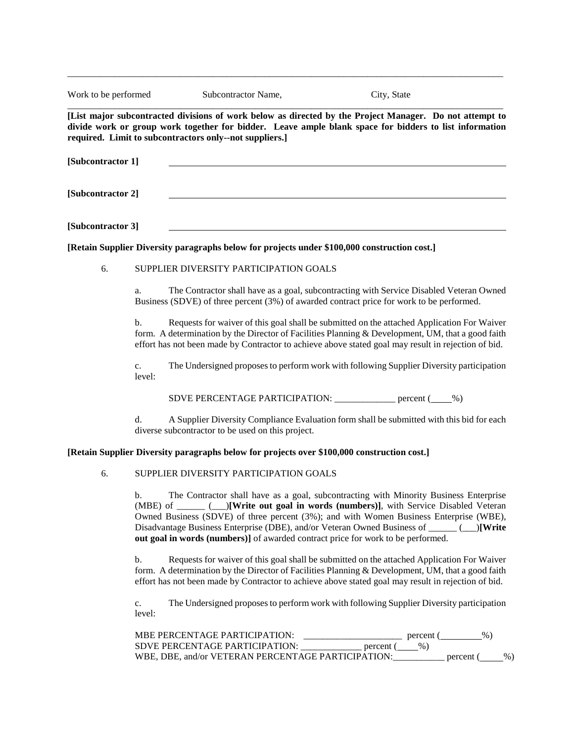---

Work to be performed Subcontractor Name, City, State

---

**[List major subcontracted divisions of work below as directed by the Project Manager. Do not attempt to divide work or group work together for bidder. Leave ample blank space for bidders to list information required. Limit to subcontractors only--not suppliers.]**

**[Subcontractor 1]** ____________________________________________

**[Subcontractor 2]** ____________________________________________

**[Subcontractor 3]** ____________________________________________

**[Retain Supplier Diversity paragraphs below for projects under $100,000 construction cost.]**

6. SUPPLIER DIVERSITY PARTICIPATION GOALS

a. The Contractor shall have as a goal, subcontracting with Service Disabled Veteran Owned Business (SDVE) of three percent (3%) of awarded contract price for work to be performed.

b. Requests for waiver of this goal shall be submitted on the attached Application For Waiver form. A determination by the Director of Facilities Planning & Development, UM, that a good faith effort has not been made by Contractor to achieve above stated goal may result in rejection of bid.

c. The Undersigned proposes to perform work with following Supplier Diversity participation level:

SDVE PERCENTAGE PARTICIPATION: _____________ percent (____%)

d. A Supplier Diversity Compliance Evaluation form shall be submitted with this bid for each diverse subcontractor to be used on this project.

**[Retain Supplier Diversity paragraphs below for projects over $100,000 construction cost.]**

6. SUPPLIER DIVERSITY PARTICIPATION GOALS

b. The Contractor shall have as a goal, subcontracting with Minority Business Enterprise (MBE) of ______ (___)**[Write out goal in words (numbers)]**, with Service Disabled Veteran Owned Business (SDVE) of three percent (3%); and with Women Business Enterprise (WBE), Disadvantage Business Enterprise (DBE), and/or Veteran Owned Business of ______ (___)**[Write out goal in words (numbers)]** of awarded contract price for work to be performed.

b. Requests for waiver of this goal shall be submitted on the attached Application For Waiver form. A determination by the Director of Facilities Planning & Development, UM, that a good faith effort has not been made by Contractor to achieve above stated goal may result in rejection of bid.

c. The Undersigned proposes to perform work with following Supplier Diversity participation level:

MBE PERCENTAGE PARTICIPATION: _____________________ percent (_________%)
SDVE PERCENTAGE PARTICIPATION: _____________ percent (____%)
WBE, DBE, and/or VETERAN PERCENTAGE PARTICIPATION:___________ percent (_____%)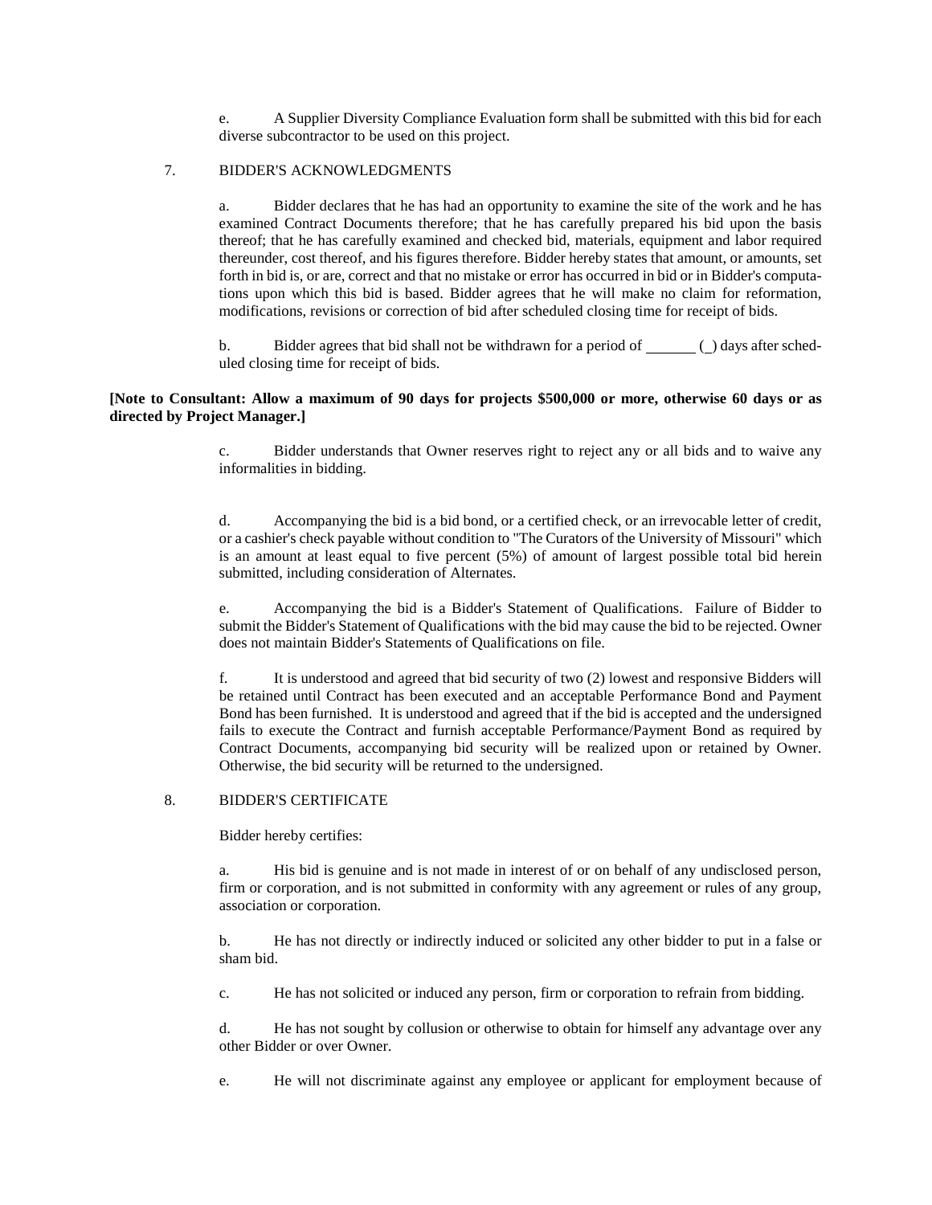e. A Supplier Diversity Compliance Evaluation form shall be submitted with this bid for each diverse subcontractor to be used on this project.

7. BIDDER'S ACKNOWLEDGMENTS

a. Bidder declares that he has had an opportunity to examine the site of the work and he has examined Contract Documents therefore; that he has carefully prepared his bid upon the basis thereof; that he has carefully examined and checked bid, materials, equipment and labor required thereunder, cost thereof, and his figures therefore. Bidder hereby states that amount, or amounts, set forth in bid is, or are, correct and that no mistake or error has occurred in bid or in Bidder's computations upon which this bid is based. Bidder agrees that he will make no claim for reformation, modifications, revisions or correction of bid after scheduled closing time for receipt of bids.

b. Bidder agrees that bid shall not be withdrawn for a period of ______ (_) days after scheduled closing time for receipt of bids.

**[Note to Consultant: Allow a maximum of 90 days for projects $500,000 or more, otherwise 60 days or as directed by Project Manager.]**

c. Bidder understands that Owner reserves right to reject any or all bids and to waive any informalities in bidding.

d. Accompanying the bid is a bid bond, or a certified check, or an irrevocable letter of credit, or a cashier's check payable without condition to "The Curators of the University of Missouri" which is an amount at least equal to five percent (5%) of amount of largest possible total bid herein submitted, including consideration of Alternates.

e. Accompanying the bid is a Bidder's Statement of Qualifications. Failure of Bidder to submit the Bidder's Statement of Qualifications with the bid may cause the bid to be rejected. Owner does not maintain Bidder's Statements of Qualifications on file.

f. It is understood and agreed that bid security of two (2) lowest and responsive Bidders will be retained until Contract has been executed and an acceptable Performance Bond and Payment Bond has been furnished. It is understood and agreed that if the bid is accepted and the undersigned fails to execute the Contract and furnish acceptable Performance/Payment Bond as required by Contract Documents, accompanying bid security will be realized upon or retained by Owner. Otherwise, the bid security will be returned to the undersigned.

8. BIDDER'S CERTIFICATE

Bidder hereby certifies:

a. His bid is genuine and is not made in interest of or on behalf of any undisclosed person, firm or corporation, and is not submitted in conformity with any agreement or rules of any group, association or corporation.

b. He has not directly or indirectly induced or solicited any other bidder to put in a false or sham bid.

c. He has not solicited or induced any person, firm or corporation to refrain from bidding.

d. He has not sought by collusion or otherwise to obtain for himself any advantage over any other Bidder or over Owner.

e. He will not discriminate against any employee or applicant for employment because of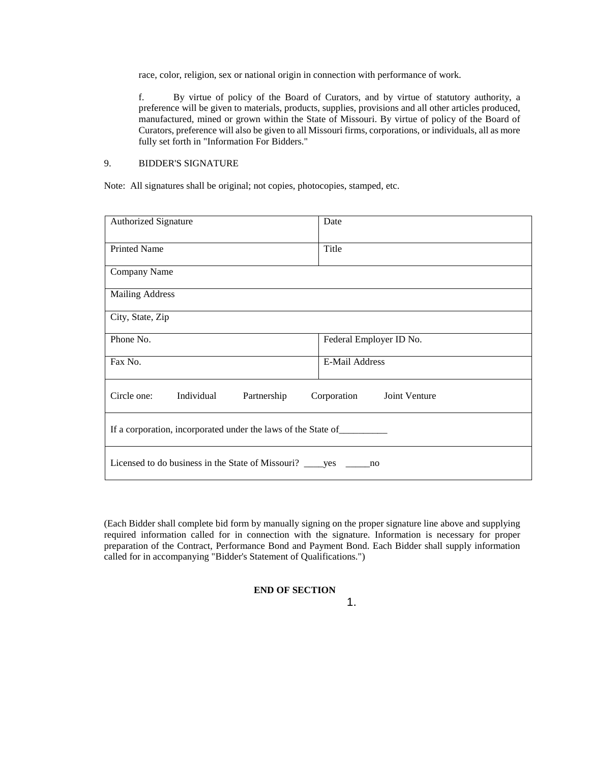race, color, religion, sex or national origin in connection with performance of work.

f. By virtue of policy of the Board of Curators, and by virtue of statutory authority, a preference will be given to materials, products, supplies, provisions and all other articles produced, manufactured, mined or grown within the State of Missouri. By virtue of policy of the Board of Curators, preference will also be given to all Missouri firms, corporations, or individuals, all as more fully set forth in "Information For Bidders."

9. BIDDER'S SIGNATURE

Note: All signatures shall be original; not copies, photocopies, stamped, etc.

| | |
|---|---|
| Authorized Signature | Date |
| Printed Name | Title |
| Company Name | |
| Mailing Address | |
| City, State, Zip | |
| Phone No. | Federal Employer ID No. |
| Fax No. | E-Mail Address |
| Circle one: Individual Partnership Corporation Joint Venture | |
| If a corporation, incorporated under the laws of the State of__________ | |
| Licensed to do business in the State of Missouri? ____yes _____no | |

(Each Bidder shall complete bid form by manually signing on the proper signature line above and supplying required information called for in connection with the signature. Information is necessary for proper preparation of the Contract, Performance Bond and Payment Bond. Each Bidder shall supply information called for in accompanying "Bidder's Statement of Qualifications.")

**END OF SECTION**